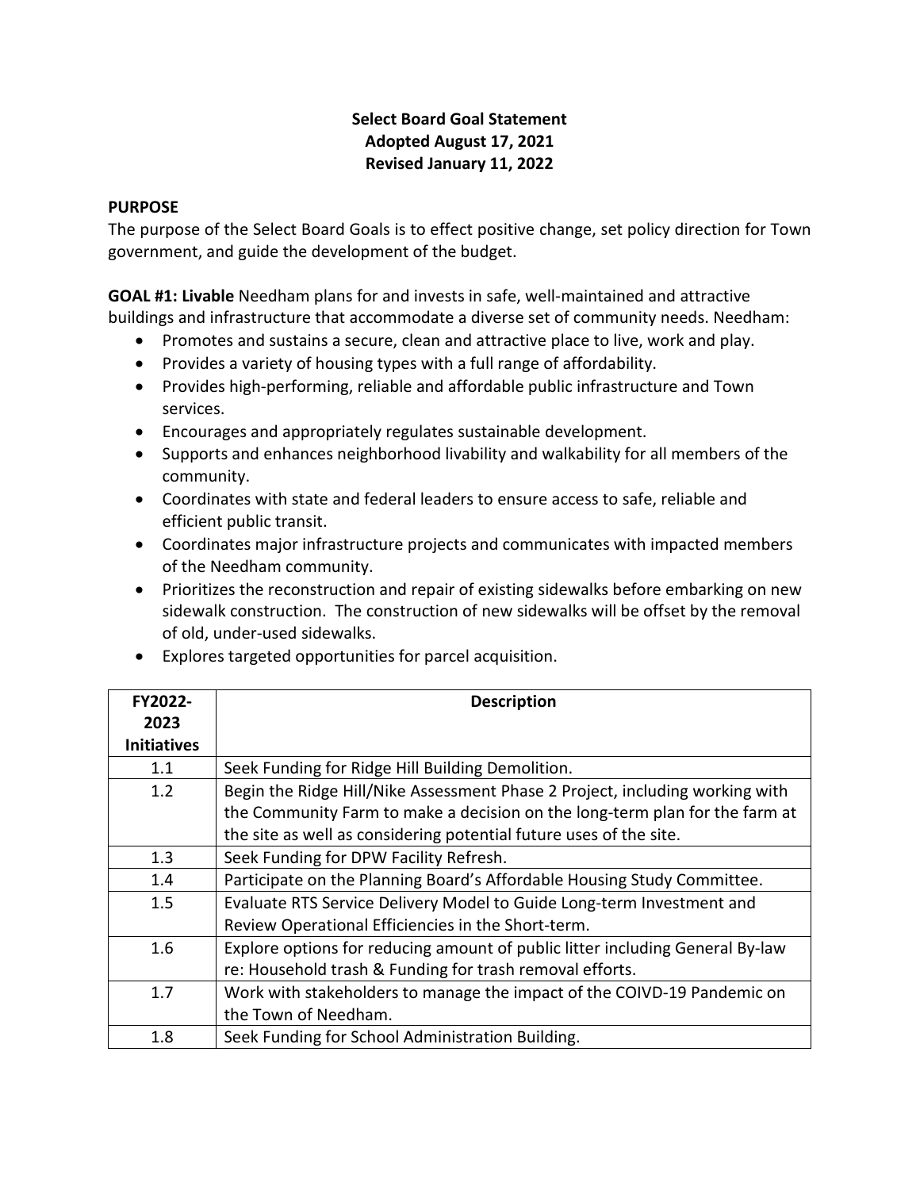**Select Board Goal Statement**
**Adopted August 17, 2021**
**Revised January 11, 2022**

**PURPOSE**

The purpose of the Select Board Goals is to effect positive change, set policy direction for Town government, and guide the development of the budget.

**GOAL #1: Livable** Needham plans for and invests in safe, well-maintained and attractive buildings and infrastructure that accommodate a diverse set of community needs. Needham:

- Promotes and sustains a secure, clean and attractive place to live, work and play.
- Provides a variety of housing types with a full range of affordability.
- Provides high-performing, reliable and affordable public infrastructure and Town services.
- Encourages and appropriately regulates sustainable development.
- Supports and enhances neighborhood livability and walkability for all members of the community.
- Coordinates with state and federal leaders to ensure access to safe, reliable and efficient public transit.
- Coordinates major infrastructure projects and communicates with impacted members of the Needham community.
- Prioritizes the reconstruction and repair of existing sidewalks before embarking on new sidewalk construction. The construction of new sidewalks will be offset by the removal of old, under-used sidewalks.
- Explores targeted opportunities for parcel acquisition.

| FY2022-2023 Initiatives | Description |
|---|---|
| 1.1 | Seek Funding for Ridge Hill Building Demolition. |
| 1.2 | Begin the Ridge Hill/Nike Assessment Phase 2 Project, including working with the Community Farm to make a decision on the long-term plan for the farm at the site as well as considering potential future uses of the site. |
| 1.3 | Seek Funding for DPW Facility Refresh. |
| 1.4 | Participate on the Planning Board's Affordable Housing Study Committee. |
| 1.5 | Evaluate RTS Service Delivery Model to Guide Long-term Investment and Review Operational Efficiencies in the Short-term. |
| 1.6 | Explore options for reducing amount of public litter including General By-law re: Household trash & Funding for trash removal efforts. |
| 1.7 | Work with stakeholders to manage the impact of the COIVD-19 Pandemic on the Town of Needham. |
| 1.8 | Seek Funding for School Administration Building. |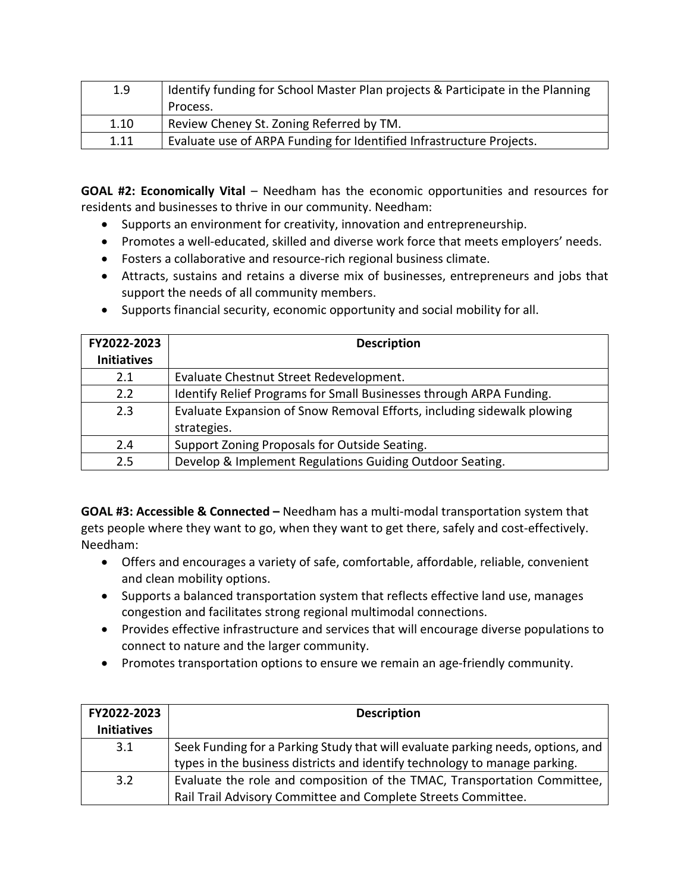| | |
|---|---|
| 1.9 | Identify funding for School Master Plan projects & Participate in the Planning Process. |
| 1.10 | Review Cheney St. Zoning Referred by TM. |
| 1.11 | Evaluate use of ARPA Funding for Identified Infrastructure Projects. |

**GOAL #2: Economically Vital** – Needham has the economic opportunities and resources for residents and businesses to thrive in our community. Needham:

- Supports an environment for creativity, innovation and entrepreneurship.
- Promotes a well-educated, skilled and diverse work force that meets employers' needs.
- Fosters a collaborative and resource-rich regional business climate.
- Attracts, sustains and retains a diverse mix of businesses, entrepreneurs and jobs that support the needs of all community members.
- Supports financial security, economic opportunity and social mobility for all.

| FY2022-2023 Initiatives | Description |
|---|---|
| 2.1 | Evaluate Chestnut Street Redevelopment. |
| 2.2 | Identify Relief Programs for Small Businesses through ARPA Funding. |
| 2.3 | Evaluate Expansion of Snow Removal Efforts, including sidewalk plowing strategies. |
| 2.4 | Support Zoning Proposals for Outside Seating. |
| 2.5 | Develop & Implement Regulations Guiding Outdoor Seating. |

**GOAL #3: Accessible & Connected –** Needham has a multi-modal transportation system that gets people where they want to go, when they want to get there, safely and cost-effectively. Needham:

- Offers and encourages a variety of safe, comfortable, affordable, reliable, convenient and clean mobility options.
- Supports a balanced transportation system that reflects effective land use, manages congestion and facilitates strong regional multimodal connections.
- Provides effective infrastructure and services that will encourage diverse populations to connect to nature and the larger community.
- Promotes transportation options to ensure we remain an age-friendly community.

| FY2022-2023 Initiatives | Description |
|---|---|
| 3.1 | Seek Funding for a Parking Study that will evaluate parking needs, options, and types in the business districts and identify technology to manage parking. |
| 3.2 | Evaluate the role and composition of the TMAC, Transportation Committee, Rail Trail Advisory Committee and Complete Streets Committee. |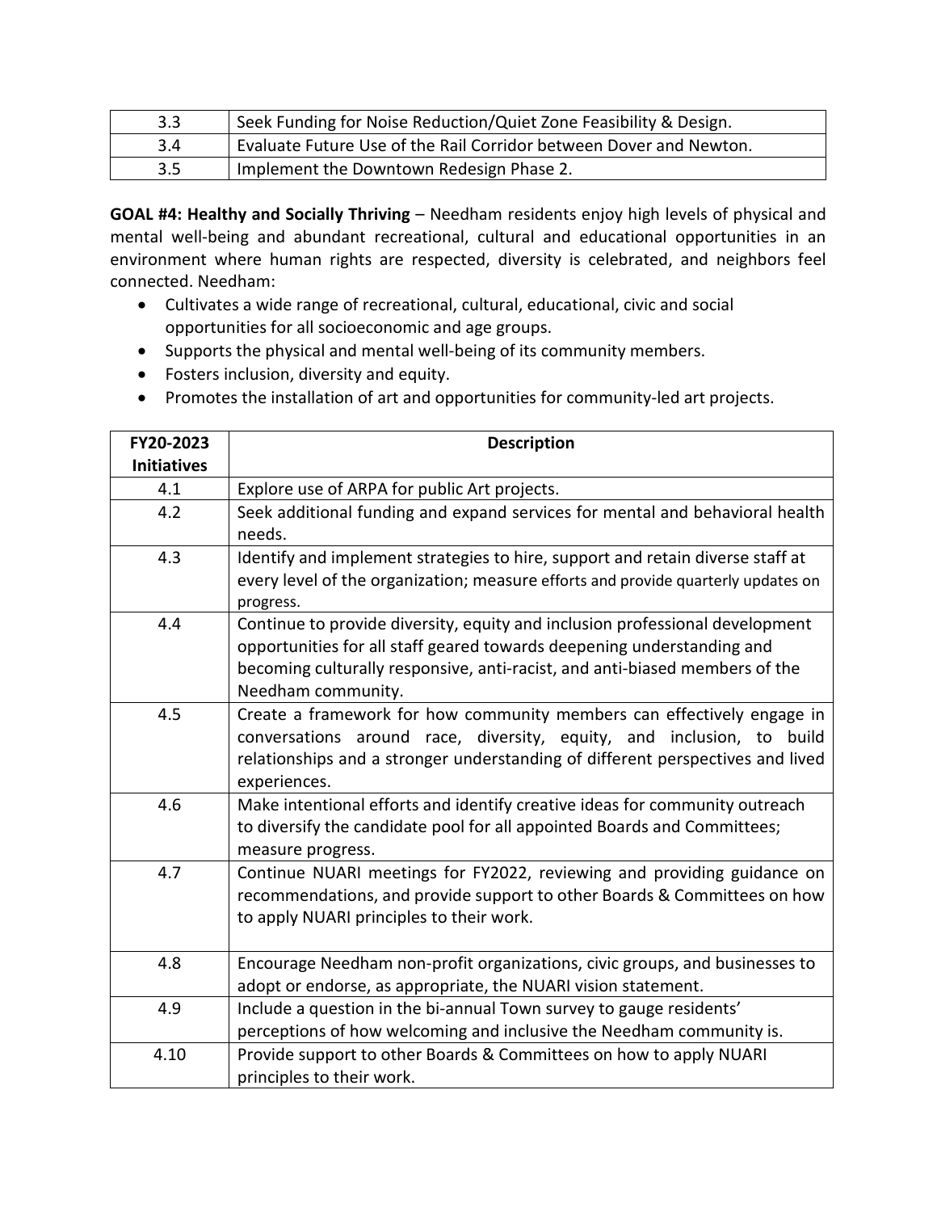| | |
|---|---|
| 3.3 | Seek Funding for Noise Reduction/Quiet Zone Feasibility & Design. |
| 3.4 | Evaluate Future Use of the Rail Corridor between Dover and Newton. |
| 3.5 | Implement the Downtown Redesign Phase 2. |

**GOAL #4: Healthy and Socially Thriving** – Needham residents enjoy high levels of physical and mental well-being and abundant recreational, cultural and educational opportunities in an environment where human rights are respected, diversity is celebrated, and neighbors feel connected. Needham:

- Cultivates a wide range of recreational, cultural, educational, civic and social opportunities for all socioeconomic and age groups.
- Supports the physical and mental well-being of its community members.
- Fosters inclusion, diversity and equity.
- Promotes the installation of art and opportunities for community-led art projects.

| FY20-2023 Initiatives | Description |
|---|---|
| 4.1 | Explore use of ARPA for public Art projects. |
| 4.2 | Seek additional funding and expand services for mental and behavioral health needs. |
| 4.3 | Identify and implement strategies to hire, support and retain diverse staff at every level of the organization; measure efforts and provide quarterly updates on progress. |
| 4.4 | Continue to provide diversity, equity and inclusion professional development opportunities for all staff geared towards deepening understanding and becoming culturally responsive, anti-racist, and anti-biased members of the Needham community. |
| 4.5 | Create a framework for how community members can effectively engage in conversations around race, diversity, equity, and inclusion, to build relationships and a stronger understanding of different perspectives and lived experiences. |
| 4.6 | Make intentional efforts and identify creative ideas for community outreach to diversify the candidate pool for all appointed Boards and Committees; measure progress. |
| 4.7 | Continue NUARI meetings for FY2022, reviewing and providing guidance on recommendations, and provide support to other Boards & Committees on how to apply NUARI principles to their work. |
| 4.8 | Encourage Needham non-profit organizations, civic groups, and businesses to adopt or endorse, as appropriate, the NUARI vision statement. |
| 4.9 | Include a question in the bi-annual Town survey to gauge residents' perceptions of how welcoming and inclusive the Needham community is. |
| 4.10 | Provide support to other Boards & Committees on how to apply NUARI principles to their work. |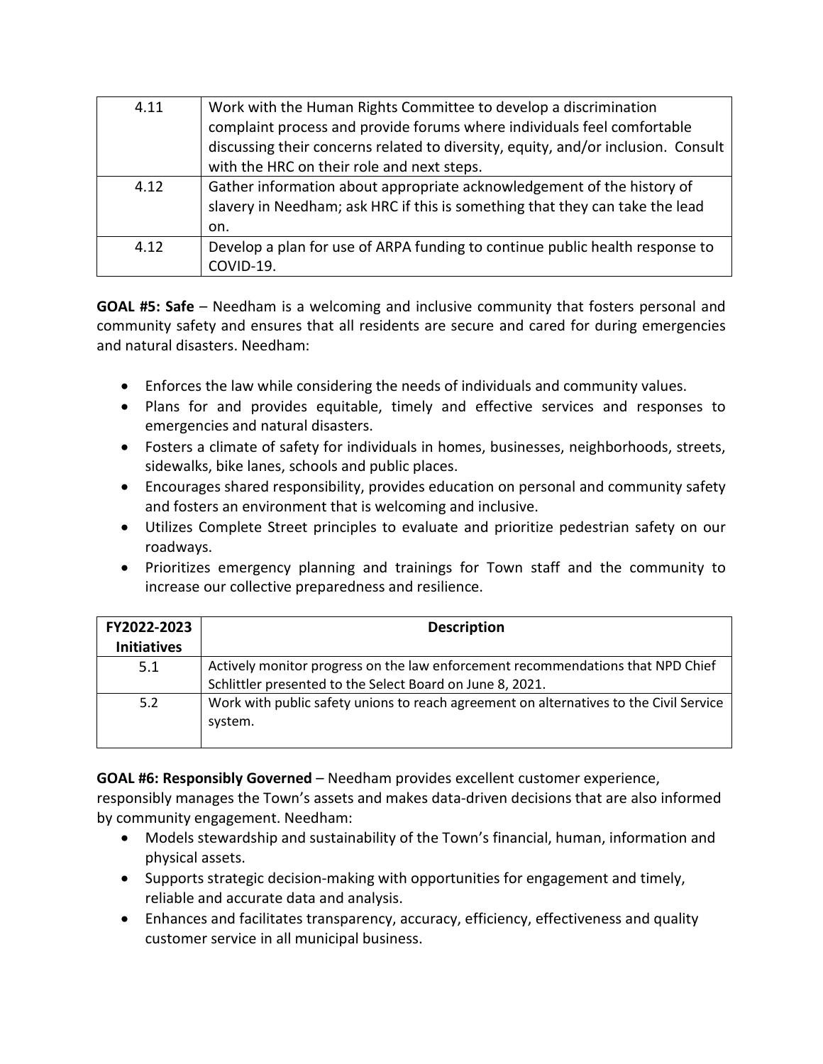| | |
|---|---|
| 4.11 | Work with the Human Rights Committee to develop a discrimination complaint process and provide forums where individuals feel comfortable discussing their concerns related to diversity, equity, and/or inclusion. Consult with the HRC on their role and next steps. |
| 4.12 | Gather information about appropriate acknowledgement of the history of slavery in Needham; ask HRC if this is something that they can take the lead on. |
| 4.12 | Develop a plan for use of ARPA funding to continue public health response to COVID-19. |

**GOAL #5: Safe** – Needham is a welcoming and inclusive community that fosters personal and community safety and ensures that all residents are secure and cared for during emergencies and natural disasters. Needham:

- Enforces the law while considering the needs of individuals and community values.
- Plans for and provides equitable, timely and effective services and responses to emergencies and natural disasters.
- Fosters a climate of safety for individuals in homes, businesses, neighborhoods, streets, sidewalks, bike lanes, schools and public places.
- Encourages shared responsibility, provides education on personal and community safety and fosters an environment that is welcoming and inclusive.
- Utilizes Complete Street principles to evaluate and prioritize pedestrian safety on our roadways.
- Prioritizes emergency planning and trainings for Town staff and the community to increase our collective preparedness and resilience.

| FY2022-2023 Initiatives | Description |
|---|---|
| 5.1 | Actively monitor progress on the law enforcement recommendations that NPD Chief Schlittler presented to the Select Board on June 8, 2021. |
| 5.2 | Work with public safety unions to reach agreement on alternatives to the Civil Service system. |

**GOAL #6: Responsibly Governed** – Needham provides excellent customer experience, responsibly manages the Town's assets and makes data-driven decisions that are also informed by community engagement. Needham:

- Models stewardship and sustainability of the Town's financial, human, information and physical assets.
- Supports strategic decision-making with opportunities for engagement and timely, reliable and accurate data and analysis.
- Enhances and facilitates transparency, accuracy, efficiency, effectiveness and quality customer service in all municipal business.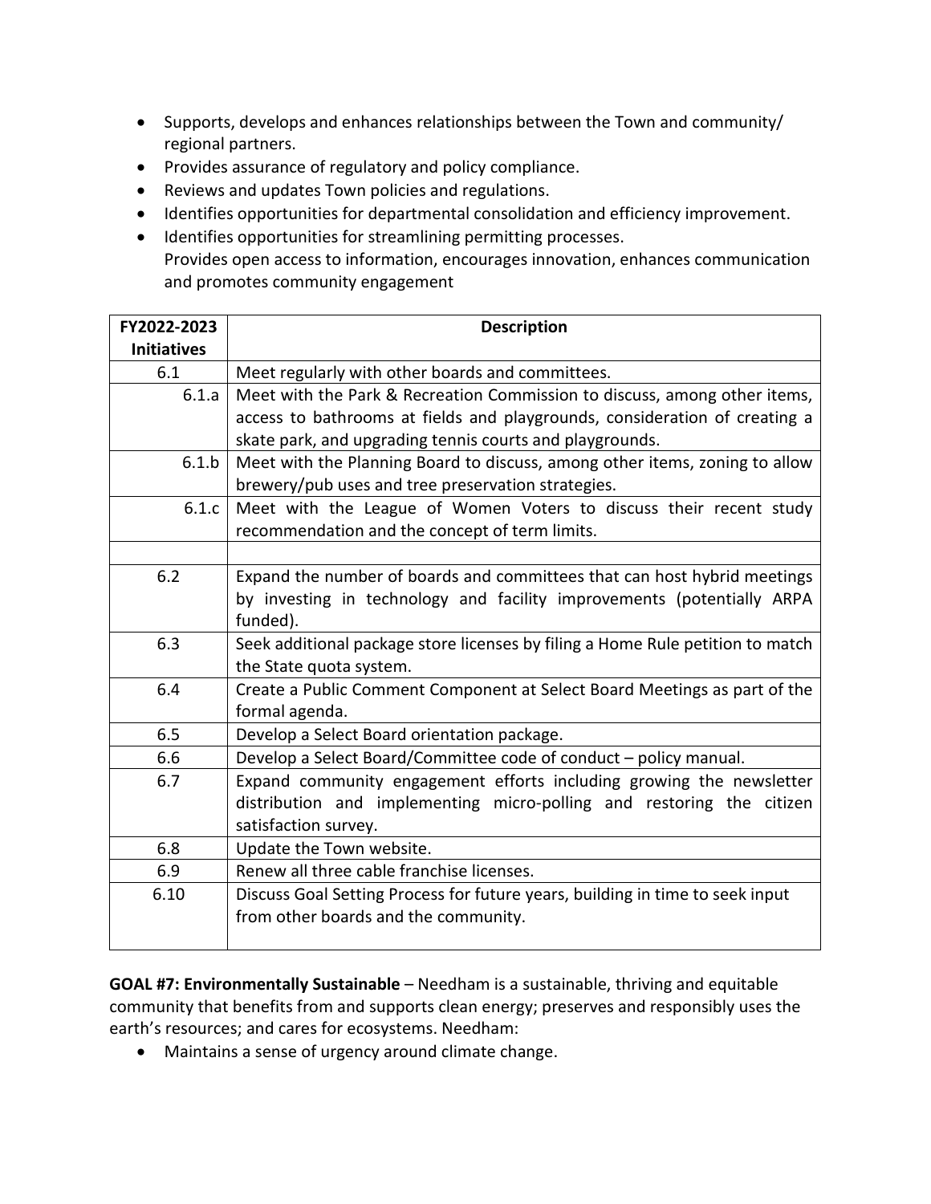- Supports, develops and enhances relationships between the Town and community/ regional partners.
- Provides assurance of regulatory and policy compliance.
- Reviews and updates Town policies and regulations.
- Identifies opportunities for departmental consolidation and efficiency improvement.
- Identifies opportunities for streamlining permitting processes.
  Provides open access to information, encourages innovation, enhances communication and promotes community engagement

| FY2022-2023 Initiatives | Description |
|---|---|
| 6.1 | Meet regularly with other boards and committees. |
| 6.1.a | Meet with the Park & Recreation Commission to discuss, among other items, access to bathrooms at fields and playgrounds, consideration of creating a skate park, and upgrading tennis courts and playgrounds. |
| 6.1.b | Meet with the Planning Board to discuss, among other items, zoning to allow brewery/pub uses and tree preservation strategies. |
| 6.1.c | Meet with the League of Women Voters to discuss their recent study recommendation and the concept of term limits. |
| | |
| 6.2 | Expand the number of boards and committees that can host hybrid meetings by investing in technology and facility improvements (potentially ARPA funded). |
| 6.3 | Seek additional package store licenses by filing a Home Rule petition to match the State quota system. |
| 6.4 | Create a Public Comment Component at Select Board Meetings as part of the formal agenda. |
| 6.5 | Develop a Select Board orientation package. |
| 6.6 | Develop a Select Board/Committee code of conduct – policy manual. |
| 6.7 | Expand community engagement efforts including growing the newsletter distribution and implementing micro-polling and restoring the citizen satisfaction survey. |
| 6.8 | Update the Town website. |
| 6.9 | Renew all three cable franchise licenses. |
| 6.10 | Discuss Goal Setting Process for future years, building in time to seek input from other boards and the community. |

**GOAL #7: Environmentally Sustainable** – Needham is a sustainable, thriving and equitable community that benefits from and supports clean energy; preserves and responsibly uses the earth's resources; and cares for ecosystems. Needham:

- Maintains a sense of urgency around climate change.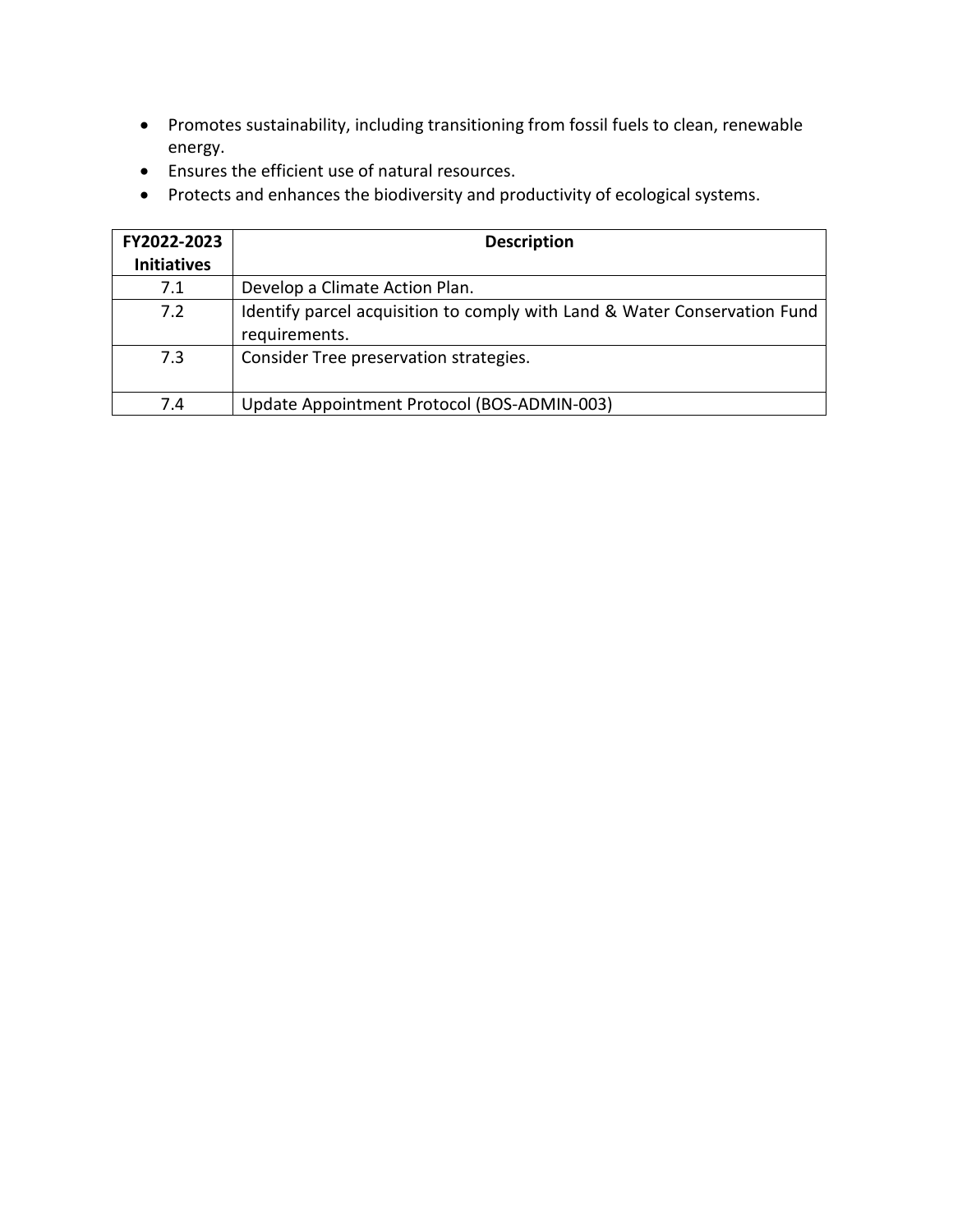- Promotes sustainability, including transitioning from fossil fuels to clean, renewable energy.
- Ensures the efficient use of natural resources.
- Protects and enhances the biodiversity and productivity of ecological systems.

| FY2022-2023 Initiatives | Description |
|---|---|
| 7.1 | Develop a Climate Action Plan. |
| 7.2 | Identify parcel acquisition to comply with Land & Water Conservation Fund requirements. |
| 7.3 | Consider Tree preservation strategies. |
| 7.4 | Update Appointment Protocol (BOS-ADMIN-003) |